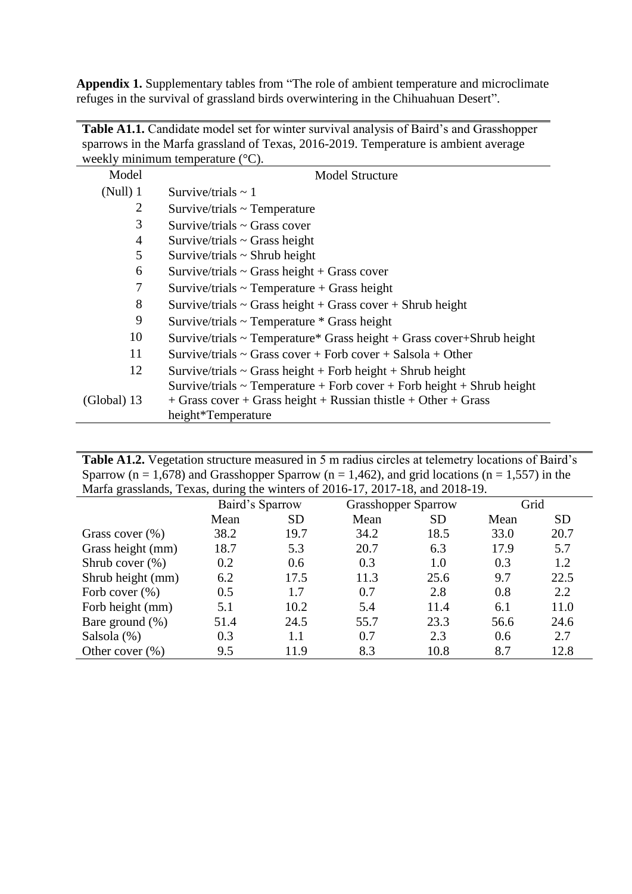**Appendix 1.** Supplementary tables from "The role of ambient temperature and microclimate refuges in the survival of grassland birds overwintering in the Chihuahuan Desert".

**Table A1.1.** Candidate model set for winter survival analysis of Baird's and Grasshopper sparrows in the Marfa grassland of Texas, 2016-2019. Temperature is ambient average weekly minimum temperature (°C).

| Model | Model Structure |
|---|---|
| (Null) 1 | Survive/trials ~ 1 |
| 2 | Survive/trials ~ Temperature |
| 3 | Survive/trials ~ Grass cover |
| 4 | Survive/trials ~ Grass height |
| 5 | Survive/trials ~ Shrub height |
| 6 | Survive/trials ~ Grass height + Grass cover |
| 7 | Survive/trials ~ Temperature + Grass height |
| 8 | Survive/trials ~ Grass height + Grass cover + Shrub height |
| 9 | Survive/trials ~ Temperature * Grass height |
| 10 | Survive/trials ~ Temperature* Grass height + Grass cover+Shrub height |
| 11 | Survive/trials ~ Grass cover + Forb cover + Salsola + Other |
| 12 | Survive/trials ~ Grass height + Forb height + Shrub height |
| (Global) 13 | Survive/trials ~ Temperature + Forb cover + Forb height + Shrub height + Grass cover + Grass height + Russian thistle + Other + Grass height*Temperature |

**Table A1.2.** Vegetation structure measured in 5 m radius circles at telemetry locations of Baird's Sparrow (n = 1,678) and Grasshopper Sparrow (n = 1,462), and grid locations (n = 1,557) in the Marfa grasslands, Texas, during the winters of 2016-17, 2017-18, and 2018-19.

| | Baird's Sparrow | | Grasshopper Sparrow | | Grid | |
|---|---|---|---|---|---|---|
| | Mean | SD | Mean | SD | Mean | SD |
| Grass cover (%) | 38.2 | 19.7 | 34.2 | 18.5 | 33.0 | 20.7 |
| Grass height (mm) | 18.7 | 5.3 | 20.7 | 6.3 | 17.9 | 5.7 |
| Shrub cover (%) | 0.2 | 0.6 | 0.3 | 1.0 | 0.3 | 1.2 |
| Shrub height (mm) | 6.2 | 17.5 | 11.3 | 25.6 | 9.7 | 22.5 |
| Forb cover (%) | 0.5 | 1.7 | 0.7 | 2.8 | 0.8 | 2.2 |
| Forb height (mm) | 5.1 | 10.2 | 5.4 | 11.4 | 6.1 | 11.0 |
| Bare ground (%) | 51.4 | 24.5 | 55.7 | 23.3 | 56.6 | 24.6 |
| Salsola (%) | 0.3 | 1.1 | 0.7 | 2.3 | 0.6 | 2.7 |
| Other cover (%) | 9.5 | 11.9 | 8.3 | 10.8 | 8.7 | 12.8 |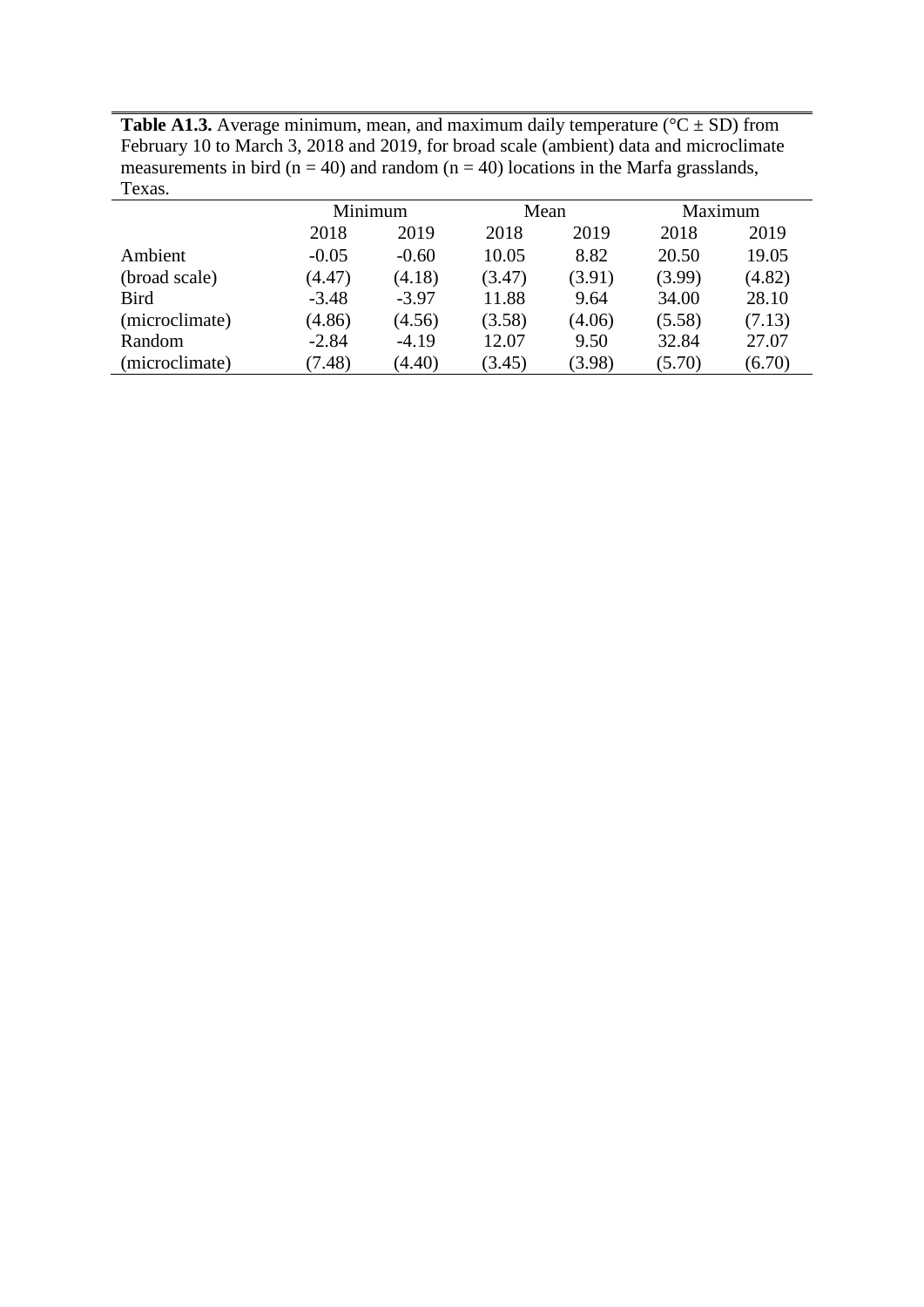**Table A1.3.** Average minimum, mean, and maximum daily temperature (°C ± SD) from February 10 to March 3, 2018 and 2019, for broad scale (ambient) data and microclimate measurements in bird (n = 40) and random (n = 40) locations in the Marfa grasslands, Texas.

| | Minimum | | Mean | | Maximum | |
|---|---|---|---|---|---|---|
| | 2018 | 2019 | 2018 | 2019 | 2018 | 2019 |
| Ambient | -0.05 | -0.60 | 10.05 | 8.82 | 20.50 | 19.05 |
| (broad scale) | (4.47) | (4.18) | (3.47) | (3.91) | (3.99) | (4.82) |
| Bird | -3.48 | -3.97 | 11.88 | 9.64 | 34.00 | 28.10 |
| (microclimate) | (4.86) | (4.56) | (3.58) | (4.06) | (5.58) | (7.13) |
| Random | -2.84 | -4.19 | 12.07 | 9.50 | 32.84 | 27.07 |
| (microclimate) | (7.48) | (4.40) | (3.45) | (3.98) | (5.70) | (6.70) |